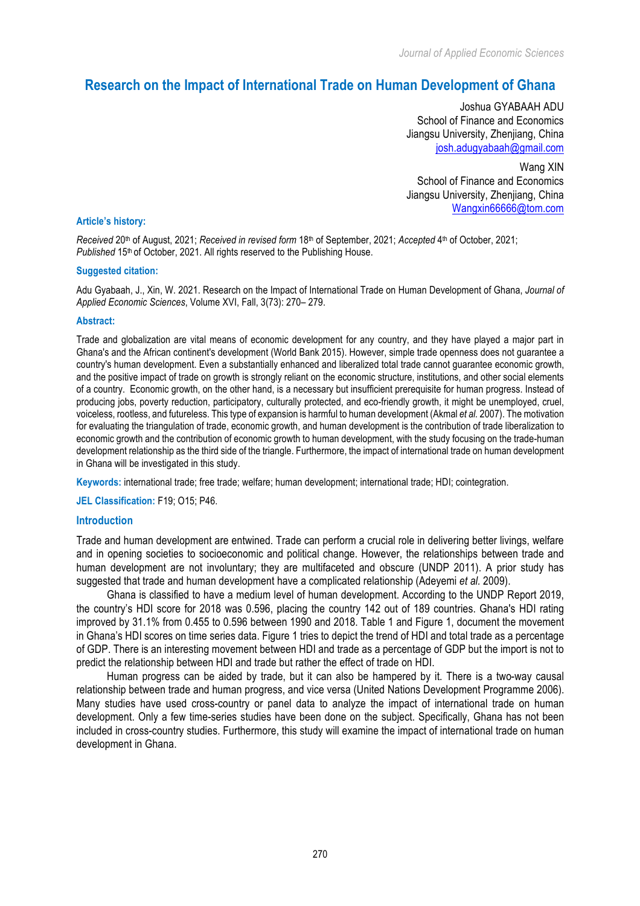# Research on the Impact of International Trade on Human Development of Ghana

Joshua GYABAAH ADU
School of Finance and Economics
Jiangsu University, Zhenjiang, China
josh.adugyabaah@gmail.com

Wang XIN
School of Finance and Economics
Jiangsu University, Zhenjiang, China
Wangxin66666@tom.com

### Article's history:

*Received* 20th of August, 2021; *Received in revised form* 18th of September, 2021; *Accepted* 4th of October, 2021; *Published* 15th of October, 2021. All rights reserved to the Publishing House.

### Suggested citation:

Adu Gyabaah, J., Xin, W. 2021. Research on the Impact of International Trade on Human Development of Ghana, *Journal of Applied Economic Sciences*, Volume XVI, Fall, 3(73): 270– 279.

### Abstract:

Trade and globalization are vital means of economic development for any country, and they have played a major part in Ghana's and the African continent's development (World Bank 2015). However, simple trade openness does not guarantee a country's human development. Even a substantially enhanced and liberalized total trade cannot guarantee economic growth, and the positive impact of trade on growth is strongly reliant on the economic structure, institutions, and other social elements of a country. Economic growth, on the other hand, is a necessary but insufficient prerequisite for human progress. Instead of producing jobs, poverty reduction, participatory, culturally protected, and eco-friendly growth, it might be unemployed, cruel, voiceless, rootless, and futureless. This type of expansion is harmful to human development (Akmal *et al.* 2007). The motivation for evaluating the triangulation of trade, economic growth, and human development is the contribution of trade liberalization to economic growth and the contribution of economic growth to human development, with the study focusing on the trade-human development relationship as the third side of the triangle. Furthermore, the impact of international trade on human development in Ghana will be investigated in this study.

**Keywords:** international trade; free trade; welfare; human development; international trade; HDI; cointegration.

**JEL Classification:** F19; O15; P46.

## Introduction

Trade and human development are entwined. Trade can perform a crucial role in delivering better livings, welfare and in opening societies to socioeconomic and political change. However, the relationships between trade and human development are not involuntary; they are multifaceted and obscure (UNDP 2011). A prior study has suggested that trade and human development have a complicated relationship (Adeyemi *et al.* 2009).

Ghana is classified to have a medium level of human development. According to the UNDP Report 2019, the country's HDI score for 2018 was 0.596, placing the country 142 out of 189 countries. Ghana's HDI rating improved by 31.1% from 0.455 to 0.596 between 1990 and 2018. Table 1 and Figure 1, document the movement in Ghana's HDI scores on time series data. Figure 1 tries to depict the trend of HDI and total trade as a percentage of GDP. There is an interesting movement between HDI and trade as a percentage of GDP but the import is not to predict the relationship between HDI and trade but rather the effect of trade on HDI.

Human progress can be aided by trade, but it can also be hampered by it. There is a two-way causal relationship between trade and human progress, and vice versa (United Nations Development Programme 2006). Many studies have used cross-country or panel data to analyze the impact of international trade on human development. Only a few time-series studies have been done on the subject. Specifically, Ghana has not been included in cross-country studies. Furthermore, this study will examine the impact of international trade on human development in Ghana.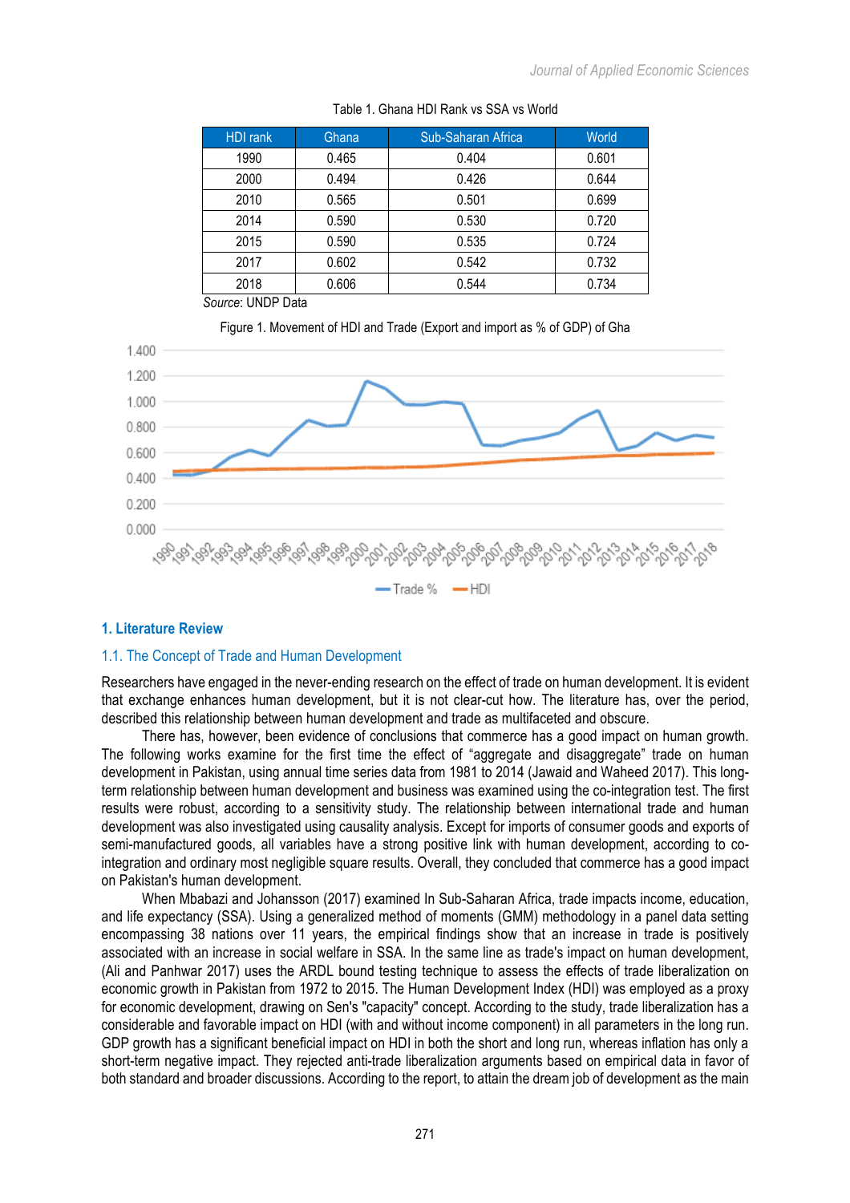Table 1. Ghana HDI Rank vs SSA vs World

| HDI rank | Ghana | Sub-Saharan Africa | World |
|---|---|---|---|
| 1990 | 0.465 | 0.404 | 0.601 |
| 2000 | 0.494 | 0.426 | 0.644 |
| 2010 | 0.565 | 0.501 | 0.699 |
| 2014 | 0.590 | 0.530 | 0.720 |
| 2015 | 0.590 | 0.535 | 0.724 |
| 2017 | 0.602 | 0.542 | 0.732 |
| 2018 | 0.606 | 0.544 | 0.734 |

*Source*: UNDP Data

Figure 1. Movement of HDI and Trade (Export and import as % of GDP) of Gha

1.400
1.200
1.000
0.800
0.600
0.400
0.200
0.000

1990 1991 1992 1993 1994 1995 1996 1997 1998 1999 2000 2001 2002 2003 2004 2005 2006 2007 2008 2009 2010 2011 2012 2013 2014 2015 2016 2017 2018

Trade % HDI

## 1. Literature Review

### 1.1. The Concept of Trade and Human Development

Researchers have engaged in the never-ending research on the effect of trade on human development. It is evident that exchange enhances human development, but it is not clear-cut how. The literature has, over the period, described this relationship between human development and trade as multifaceted and obscure.

There has, however, been evidence of conclusions that commerce has a good impact on human growth. The following works examine for the first time the effect of "aggregate and disaggregate" trade on human development in Pakistan, using annual time series data from 1981 to 2014 (Jawaid and Waheed 2017). This long-term relationship between human development and business was examined using the co-integration test. The first results were robust, according to a sensitivity study. The relationship between international trade and human development was also investigated using causality analysis. Except for imports of consumer goods and exports of semi-manufactured goods, all variables have a strong positive link with human development, according to co-integration and ordinary most negligible square results. Overall, they concluded that commerce has a good impact on Pakistan's human development.

When Mbabazi and Johansson (2017) examined In Sub-Saharan Africa, trade impacts income, education, and life expectancy (SSA). Using a generalized method of moments (GMM) methodology in a panel data setting encompassing 38 nations over 11 years, the empirical findings show that an increase in trade is positively associated with an increase in social welfare in SSA. In the same line as trade's impact on human development, (Ali and Panhwar 2017) uses the ARDL bound testing technique to assess the effects of trade liberalization on economic growth in Pakistan from 1972 to 2015. The Human Development Index (HDI) was employed as a proxy for economic development, drawing on Sen's "capacity" concept. According to the study, trade liberalization has a considerable and favorable impact on HDI (with and without income component) in all parameters in the long run. GDP growth has a significant beneficial impact on HDI in both the short and long run, whereas inflation has only a short-term negative impact. They rejected anti-trade liberalization arguments based on empirical data in favor of both standard and broader discussions. According to the report, to attain the dream job of development as the main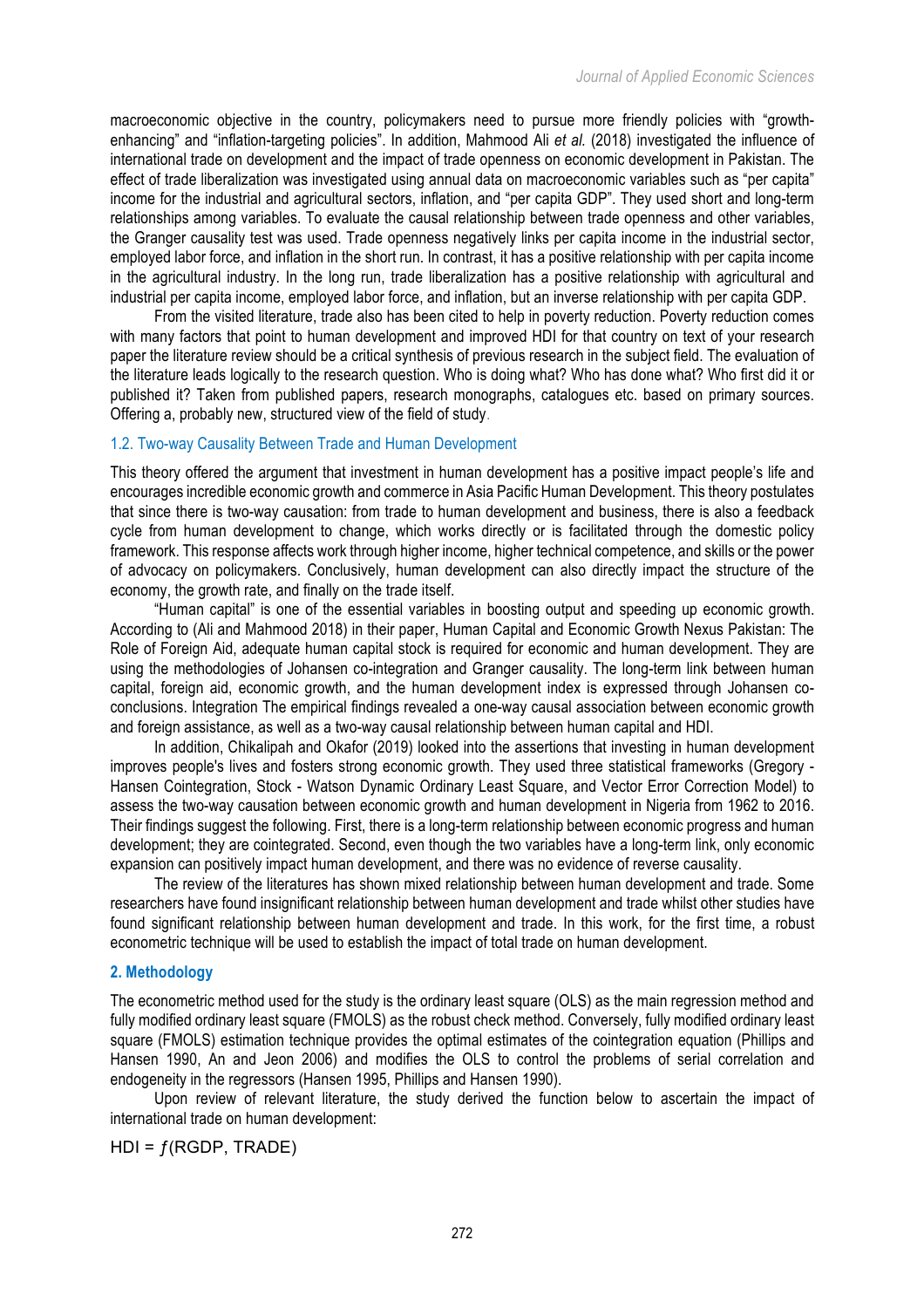macroeconomic objective in the country, policymakers need to pursue more friendly policies with "growth-enhancing" and "inflation-targeting policies". In addition, Mahmood Ali *et al.* (2018) investigated the influence of international trade on development and the impact of trade openness on economic development in Pakistan. The effect of trade liberalization was investigated using annual data on macroeconomic variables such as "per capita" income for the industrial and agricultural sectors, inflation, and "per capita GDP". They used short and long-term relationships among variables. To evaluate the causal relationship between trade openness and other variables, the Granger causality test was used. Trade openness negatively links per capita income in the industrial sector, employed labor force, and inflation in the short run. In contrast, it has a positive relationship with per capita income in the agricultural industry. In the long run, trade liberalization has a positive relationship with agricultural and industrial per capita income, employed labor force, and inflation, but an inverse relationship with per capita GDP.

From the visited literature, trade also has been cited to help in poverty reduction. Poverty reduction comes with many factors that point to human development and improved HDI for that country on text of your research paper the literature review should be a critical synthesis of previous research in the subject field. The evaluation of the literature leads logically to the research question. Who is doing what? Who has done what? Who first did it or published it? Taken from published papers, research monographs, catalogues etc. based on primary sources. Offering a, probably new, structured view of the field of study.

### 1.2. Two-way Causality Between Trade and Human Development

This theory offered the argument that investment in human development has a positive impact people's life and encourages incredible economic growth and commerce in Asia Pacific Human Development. This theory postulates that since there is two-way causation: from trade to human development and business, there is also a feedback cycle from human development to change, which works directly or is facilitated through the domestic policy framework. This response affects work through higher income, higher technical competence, and skills or the power of advocacy on policymakers. Conclusively, human development can also directly impact the structure of the economy, the growth rate, and finally on the trade itself.

"Human capital" is one of the essential variables in boosting output and speeding up economic growth. According to (Ali and Mahmood 2018) in their paper, Human Capital and Economic Growth Nexus Pakistan: The Role of Foreign Aid, adequate human capital stock is required for economic and human development. They are using the methodologies of Johansen co-integration and Granger causality. The long-term link between human capital, foreign aid, economic growth, and the human development index is expressed through Johansen co-conclusions. Integration The empirical findings revealed a one-way causal association between economic growth and foreign assistance, as well as a two-way causal relationship between human capital and HDI.

In addition, Chikalipah and Okafor (2019) looked into the assertions that investing in human development improves people's lives and fosters strong economic growth. They used three statistical frameworks (Gregory - Hansen Cointegration, Stock - Watson Dynamic Ordinary Least Square, and Vector Error Correction Model) to assess the two-way causation between economic growth and human development in Nigeria from 1962 to 2016. Their findings suggest the following. First, there is a long-term relationship between economic progress and human development; they are cointegrated. Second, even though the two variables have a long-term link, only economic expansion can positively impact human development, and there was no evidence of reverse causality.

The review of the literatures has shown mixed relationship between human development and trade. Some researchers have found insignificant relationship between human development and trade whilst other studies have found significant relationship between human development and trade. In this work, for the first time, a robust econometric technique will be used to establish the impact of total trade on human development.

## 2. Methodology

The econometric method used for the study is the ordinary least square (OLS) as the main regression method and fully modified ordinary least square (FMOLS) as the robust check method. Conversely, fully modified ordinary least square (FMOLS) estimation technique provides the optimal estimates of the cointegration equation (Phillips and Hansen 1990, An and Jeon 2006) and modifies the OLS to control the problems of serial correlation and endogeneity in the regressors (Hansen 1995, Phillips and Hansen 1990).

Upon review of relevant literature, the study derived the function below to ascertain the impact of international trade on human development:

$$HDI = f(RGDP, TRADE)$$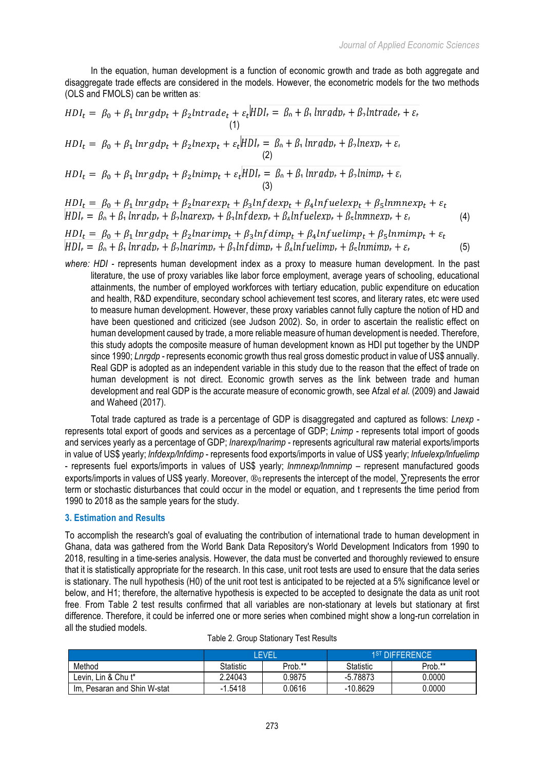In the equation, human development is a function of economic growth and trade as both aggregate and disaggregate trade effects are considered in the models. However, the econometric models for the two methods (OLS and FMOLS) can be written as:

$$HDI_t = \beta_0 + \beta_1 \, lnrgdp_t + \beta_2 lntrade_t + \varepsilon_t \quad (1)$$

$$HDI_t = \beta_0 + \beta_1 \, lnrgdp_t + \beta_2 lnexp_t + \varepsilon_t \quad (2)$$

$$HDI_t = \beta_0 + \beta_1 \, lnrgdp_t + \beta_2 lnimp_t + \varepsilon_t \quad (3)$$

$$HDI_t = \beta_0 + \beta_1 \, lnrgdp_t + \beta_2 lnarexp_t + \beta_3 lnfdexp_t + \beta_4 lnfuelexp_t + \beta_5 lnmnexp_t + \varepsilon_t \quad (4)$$

$$HDI_t = \beta_0 + \beta_1 \, lnrgdp_t + \beta_2 lnarimp_t + \beta_3 lnfdimp_t + \beta_4 lnfuelimp_t + \beta_5 lnmimp_t + \varepsilon_t \quad (5)$$

*where: HDI* - represents human development index as a proxy to measure human development. In the past literature, the use of proxy variables like labor force employment, average years of schooling, educational attainments, the number of employed workforces with tertiary education, public expenditure on education and health, R&D expenditure, secondary school achievement test scores, and literary rates, etc were used to measure human development. However, these proxy variables cannot fully capture the notion of HD and have been questioned and criticized (see Judson 2002). So, in order to ascertain the realistic effect on human development caused by trade, a more reliable measure of human development is needed. Therefore, this study adopts the composite measure of human development known as HDI put together by the UNDP since 1990; *Lnrgdp* - represents economic growth thus real gross domestic product in value of US$ annually. Real GDP is adopted as an independent variable in this study due to the reason that the effect of trade on human development is not direct. Economic growth serves as the link between trade and human development and real GDP is the accurate measure of economic growth, see Afzal *et al.* (2009) and Jawaid and Waheed (2017).

Total trade captured as trade is a percentage of GDP is disaggregated and captured as follows: *Lnexp* - represents total export of goods and services as a percentage of GDP; *Lnimp* - represents total import of goods and services yearly as a percentage of GDP; *lnarexp/lnarimp* - represents agricultural raw material exports/imports in value of US$ yearly; *lnfdexp/lnfdimp* - represents food exports/imports in value of US$ yearly; *lnfuelexp/lnfuelimp* - represents fuel exports/imports in values of US$ yearly; *lnmnexp/lnmnimp* – represent manufactured goods exports/imports in values of US$ yearly. Moreover, ®₀ represents the intercept of the model, ∑represents the error term or stochastic disturbances that could occur in the model or equation, and t represents the time period from 1990 to 2018 as the sample years for the study.

## 3. Estimation and Results

To accomplish the research's goal of evaluating the contribution of international trade to human development in Ghana, data was gathered from the World Bank Data Repository's World Development Indicators from 1990 to 2018, resulting in a time-series analysis. However, the data must be converted and thoroughly reviewed to ensure that it is statistically appropriate for the research. In this case, unit root tests are used to ensure that the data series is stationary. The null hypothesis (H0) of the unit root test is anticipated to be rejected at a 5% significance level or below, and H1; therefore, the alternative hypothesis is expected to be accepted to designate the data as unit root free. From Table 2 test results confirmed that all variables are non-stationary at levels but stationary at first difference. Therefore, it could be inferred one or more series when combined might show a long-run correlation in all the studied models.

Table 2. Group Stationary Test Results

| | LEVEL | | 1ST DIFFERENCE | |
|---|---|---|---|---|
| Method | Statistic | Prob.** | Statistic | Prob.** |
| Levin, Lin & Chu t* | 2.24043 | 0.9875 | -5.78873 | 0.0000 |
| Im, Pesaran and Shin W-stat | -1.5418 | 0.0616 | -10.8629 | 0.0000 |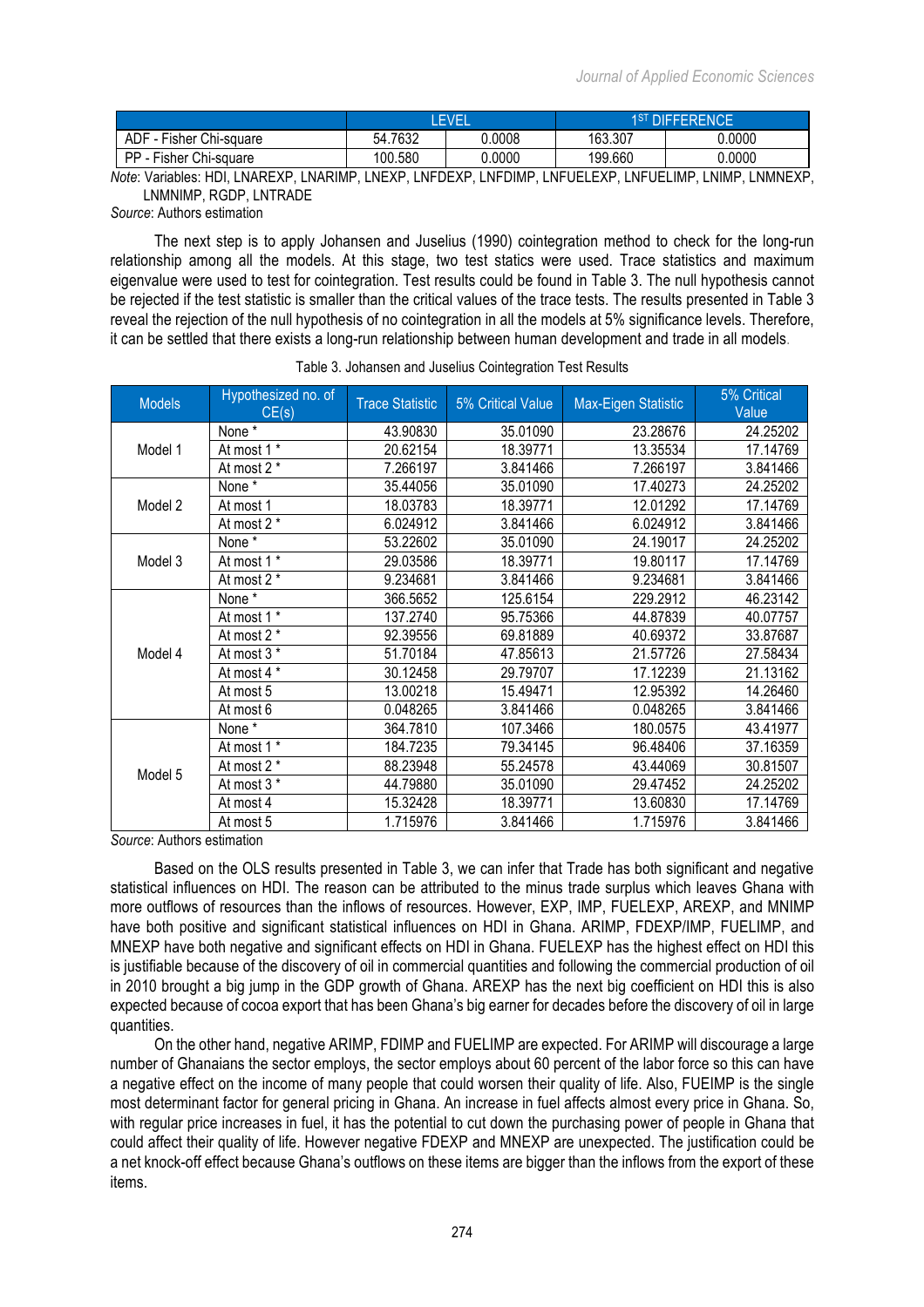| | LEVEL | | 1[ST] DIFFERENCE | |
|---|---|---|---|---|
| ADF - Fisher Chi-square | 54.7632 | 0.0008 | 163.307 | 0.0000 |
| PP - Fisher Chi-square | 100.580 | 0.0000 | 199.660 | 0.0000 |

*Note*: Variables: HDI, LNAREXP, LNARIMP, LNEXP, LNFDEXP, LNFDIMP, LNFUELEXP, LNFUELIMP, LNIMP, LNMNEXP, LNMNIMP, RGDP, LNTRADE

*Source*: Authors estimation

The next step is to apply Johansen and Juselius (1990) cointegration method to check for the long-run relationship among all the models. At this stage, two test statics were used. Trace statistics and maximum eigenvalue were used to test for cointegration. Test results could be found in Table 3. The null hypothesis cannot be rejected if the test statistic is smaller than the critical values of the trace tests. The results presented in Table 3 reveal the rejection of the null hypothesis of no cointegration in all the models at 5% significance levels. Therefore, it can be settled that there exists a long-run relationship between human development and trade in all models.

Table 3. Johansen and Juselius Cointegration Test Results

| Models | Hypothesized no. of CE(s) | Trace Statistic | 5% Critical Value | Max-Eigen Statistic | 5% Critical Value |
|---|---|---|---|---|---|
| Model 1 | None * | 43.90830 | 35.01090 | 23.28676 | 24.25202 |
| | At most 1 * | 20.62154 | 18.39771 | 13.35534 | 17.14769 |
| | At most 2 * | 7.266197 | 3.841466 | 7.266197 | 3.841466 |
| Model 2 | None * | 35.44056 | 35.01090 | 17.40273 | 24.25202 |
| | At most 1 | 18.03783 | 18.39771 | 12.01292 | 17.14769 |
| | At most 2 * | 6.024912 | 3.841466 | 6.024912 | 3.841466 |
| Model 3 | None * | 53.22602 | 35.01090 | 24.19017 | 24.25202 |
| | At most 1 * | 29.03586 | 18.39771 | 19.80117 | 17.14769 |
| | At most 2 * | 9.234681 | 3.841466 | 9.234681 | 3.841466 |
| Model 4 | None * | 366.5652 | 125.6154 | 229.2912 | 46.23142 |
| | At most 1 * | 137.2740 | 95.75366 | 44.87839 | 40.07757 |
| | At most 2 * | 92.39556 | 69.81889 | 40.69372 | 33.87687 |
| | At most 3 * | 51.70184 | 47.85613 | 21.57726 | 27.58434 |
| | At most 4 * | 30.12458 | 29.79707 | 17.12239 | 21.13162 |
| | At most 5 | 13.00218 | 15.49471 | 12.95392 | 14.26460 |
| | At most 6 | 0.048265 | 3.841466 | 0.048265 | 3.841466 |
| Model 5 | None * | 364.7810 | 107.3466 | 180.0575 | 43.41977 |
| | At most 1 * | 184.7235 | 79.34145 | 96.48406 | 37.16359 |
| | At most 2 * | 88.23948 | 55.24578 | 43.44069 | 30.81507 |
| | At most 3 * | 44.79880 | 35.01090 | 29.47452 | 24.25202 |
| | At most 4 | 15.32428 | 18.39771 | 13.60830 | 17.14769 |
| | At most 5 | 1.715976 | 3.841466 | 1.715976 | 3.841466 |

*Source*: Authors estimation

Based on the OLS results presented in Table 3, we can infer that Trade has both significant and negative statistical influences on HDI. The reason can be attributed to the minus trade surplus which leaves Ghana with more outflows of resources than the inflows of resources. However, EXP, IMP, FUELEXP, AREXP, and MNIMP have both positive and significant statistical influences on HDI in Ghana. ARIMP, FDEXP/IMP, FUELIMP, and MNEXP have both negative and significant effects on HDI in Ghana. FUELEXP has the highest effect on HDI this is justifiable because of the discovery of oil in commercial quantities and following the commercial production of oil in 2010 brought a big jump in the GDP growth of Ghana. AREXP has the next big coefficient on HDI this is also expected because of cocoa export that has been Ghana's big earner for decades before the discovery of oil in large quantities.

On the other hand, negative ARIMP, FDIMP and FUELIMP are expected. For ARIMP will discourage a large number of Ghanaians the sector employs, the sector employs about 60 percent of the labor force so this can have a negative effect on the income of many people that could worsen their quality of life. Also, FUEIMP is the single most determinant factor for general pricing in Ghana. An increase in fuel affects almost every price in Ghana. So, with regular price increases in fuel, it has the potential to cut down the purchasing power of people in Ghana that could affect their quality of life. However negative FDEXP and MNEXP are unexpected. The justification could be a net knock-off effect because Ghana's outflows on these items are bigger than the inflows from the export of these items.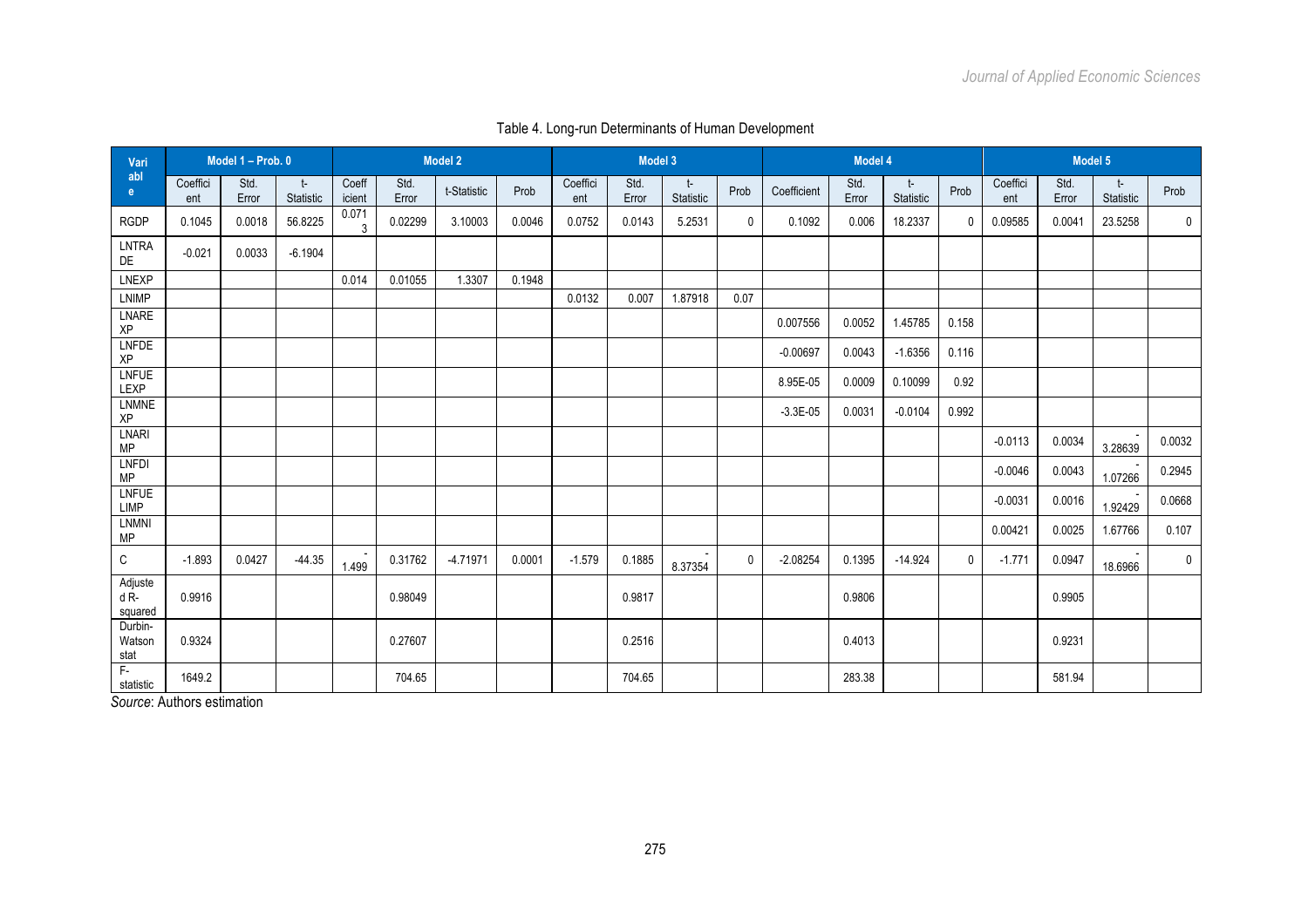Table 4. Long-run Determinants of Human Development

| Variable | Model 1 – Prob. 0 | | | Model 2 | | | | Model 3 | | | | Model 4 | | | | Model 5 | | | |
|---|---|---|---|---|---|---|---|---|---|---|---|---|---|---|---|---|---|---|---|
| | Coefficient | Std. Error | t-Statistic | Coefficient | Std. Error | t-Statistic | Prob | Coefficient | Std. Error | t-Statistic | Prob | Coefficient | Std. Error | t-Statistic | Prob | Coefficient | Std. Error | t-Statistic | Prob |
| RGDP | 0.1045 | 0.0018 | 56.8225 | 0.0713 | 0.02299 | 3.10003 | 0.0046 | 0.0752 | 0.0143 | 5.2531 | 0 | 0.1092 | 0.006 | 18.2337 | 0 | 0.09585 | 0.0041 | 23.5258 | 0 |
| LNTRADE | -0.021 | 0.0033 | -6.1904 | | | | | | | | | | | | | | | | |
| LNEXP | | | | 0.014 | 0.01055 | 1.3307 | 0.1948 | | | | | | | | | | | | |
| LNIMP | | | | | | | | 0.0132 | 0.007 | 1.87918 | 0.07 | | | | | | | | |
| LNAREXP | | | | | | | | | | | | 0.007556 | 0.0052 | 1.45785 | 0.158 | | | | |
| LNFDEXP | | | | | | | | | | | | -0.00697 | 0.0043 | -1.6356 | 0.116 | | | | |
| LNFUELEXP | | | | | | | | | | | | 8.95E-05 | 0.0009 | 0.10099 | 0.92 | | | | |
| LNMNEXP | | | | | | | | | | | | -3.3E-05 | 0.0031 | -0.0104 | 0.992 | | | | |
| LNARIMP | | | | | | | | | | | | | | | | -0.0113 | 0.0034 | -3.28639 | 0.0032 |
| LNFDIMP | | | | | | | | | | | | | | | | -0.0046 | 0.0043 | -1.07266 | 0.2945 |
| LNFUELIMP | | | | | | | | | | | | | | | | -0.0031 | 0.0016 | -1.92429 | 0.0668 |
| LNMNIMP | | | | | | | | | | | | | | | | 0.00421 | 0.0025 | 1.67766 | 0.107 |
| C | -1.893 | 0.0427 | -44.35 | -1.499 | 0.31762 | -4.71971 | 0.0001 | -1.579 | 0.1885 | -8.37354 | 0 | -2.08254 | 0.1395 | -14.924 | 0 | -1.771 | 0.0947 | -18.6966 | 0 |
| Adjusted R-squared | 0.9916 | | | | 0.98049 | | | | 0.9817 | | | | 0.9806 | | | | 0.9905 | | |
| Durbin-Watson stat | 0.9324 | | | | 0.27607 | | | | 0.2516 | | | | 0.4013 | | | | 0.9231 | | |
| F-statistic | 1649.2 | | | | 704.65 | | | | 704.65 | | | | 283.38 | | | | 581.94 | | |

*Source*: Authors estimation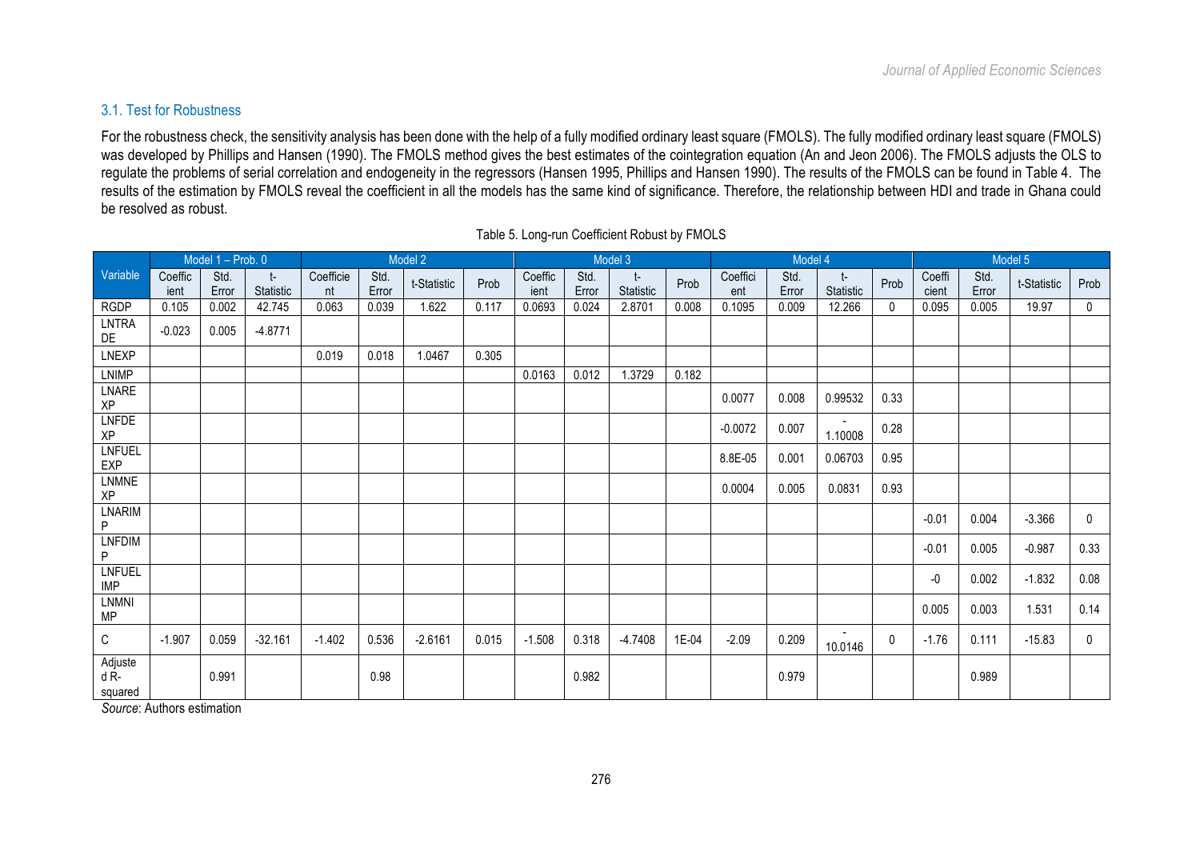### 3.1. Test for Robustness

For the robustness check, the sensitivity analysis has been done with the help of a fully modified ordinary least square (FMOLS). The fully modified ordinary least square (FMOLS) was developed by Phillips and Hansen (1990). The FMOLS method gives the best estimates of the cointegration equation (An and Jeon 2006). The FMOLS adjusts the OLS to regulate the problems of serial correlation and endogeneity in the regressors (Hansen 1995, Phillips and Hansen 1990). The results of the FMOLS can be found in Table 4. The results of the estimation by FMOLS reveal the coefficient in all the models has the same kind of significance. Therefore, the relationship between HDI and trade in Ghana could be resolved as robust.

Table 5. Long-run Coefficient Robust by FMOLS

| Variable | Model 1 – Prob. 0 | | | Model 2 | | | | Model 3 | | | | Model 4 | | | | Model 5 | | | |
|---|---|---|---|---|---|---|---|---|---|---|---|---|---|---|---|---|---|---|---|
| | Coefficient | Std. Error | t-Statistic | Coefficient | Std. Error | t-Statistic | Prob | Coefficient | Std. Error | t-Statistic | Prob | Coefficient | Std. Error | t-Statistic | Prob | Coefficient | Std. Error | t-Statistic | Prob |
| RGDP | 0.105 | 0.002 | 42.745 | 0.063 | 0.039 | 1.622 | 0.117 | 0.0693 | 0.024 | 2.8701 | 0.008 | 0.1095 | 0.009 | 12.266 | 0 | 0.095 | 0.005 | 19.97 | 0 |
| LNTRADE | -0.023 | 0.005 | -4.8771 | | | | | | | | | | | | | | | | |
| LNEXP | | | | 0.019 | 0.018 | 1.0467 | 0.305 | | | | | | | | | | | | |
| LNIMP | | | | | | | | 0.0163 | 0.012 | 1.3729 | 0.182 | | | | | | | | |
| LNAREXP | | | | | | | | | | | | 0.0077 | 0.008 | 0.99532 | 0.33 | | | | |
| LNFDEXP | | | | | | | | | | | | -0.0072 | 0.007 | -1.10008 | 0.28 | | | | |
| LNFUELEXP | | | | | | | | | | | | 8.8E-05 | 0.001 | 0.06703 | 0.95 | | | | |
| LNMNEXP | | | | | | | | | | | | 0.0004 | 0.005 | 0.0831 | 0.93 | | | | |
| LNARIMP | | | | | | | | | | | | | | | | -0.01 | 0.004 | -3.366 | 0 |
| LNFDIMP | | | | | | | | | | | | | | | | -0.01 | 0.005 | -0.987 | 0.33 |
| LNFUELIMP | | | | | | | | | | | | | | | | -0 | 0.002 | -1.832 | 0.08 |
| LNMNIMP | | | | | | | | | | | | | | | | 0.005 | 0.003 | 1.531 | 0.14 |
| C | -1.907 | 0.059 | -32.161 | -1.402 | 0.536 | -2.6161 | 0.015 | -1.508 | 0.318 | -4.7408 | 1E-04 | -2.09 | 0.209 | -10.0146 | 0 | -1.76 | 0.111 | -15.83 | 0 |
| Adjusted R-squared | | 0.991 | | | 0.98 | | | | 0.982 | | | | 0.979 | | | | 0.989 | | |

*Source*: Authors estimation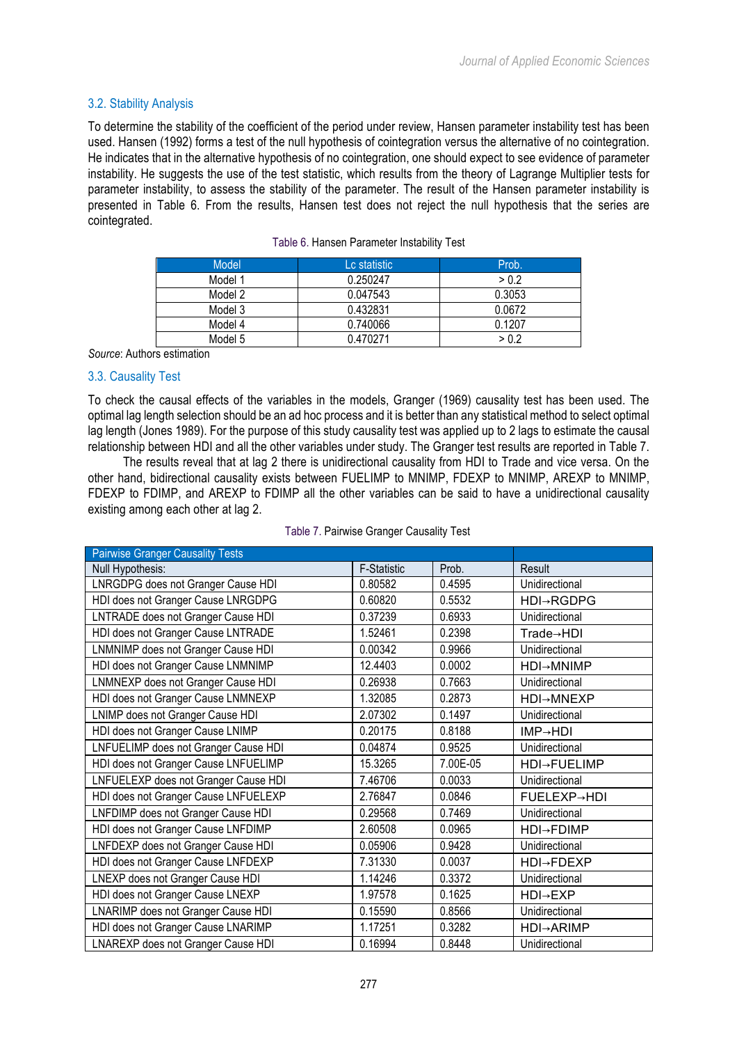### 3.2. Stability Analysis

To determine the stability of the coefficient of the period under review, Hansen parameter instability test has been used. Hansen (1992) forms a test of the null hypothesis of cointegration versus the alternative of no cointegration. He indicates that in the alternative hypothesis of no cointegration, one should expect to see evidence of parameter instability. He suggests the use of the test statistic, which results from the theory of Lagrange Multiplier tests for parameter instability, to assess the stability of the parameter. The result of the Hansen parameter instability is presented in Table 6. From the results, Hansen test does not reject the null hypothesis that the series are cointegrated.

Table 6. Hansen Parameter Instability Test

| Model | Lc statistic | Prob. |
|---|---|---|
| Model 1 | 0.250247 | > 0.2 |
| Model 2 | 0.047543 | 0.3053 |
| Model 3 | 0.432831 | 0.0672 |
| Model 4 | 0.740066 | 0.1207 |
| Model 5 | 0.470271 | > 0.2 |

*Source*: Authors estimation

### 3.3. Causality Test

To check the causal effects of the variables in the models, Granger (1969) causality test has been used. The optimal lag length selection should be an ad hoc process and it is better than any statistical method to select optimal lag length (Jones 1989). For the purpose of this study causality test was applied up to 2 lags to estimate the causal relationship between HDI and all the other variables under study. The Granger test results are reported in Table 7.

The results reveal that at lag 2 there is unidirectional causality from HDI to Trade and vice versa. On the other hand, bidirectional causality exists between FUELIMP to MNIMP, FDEXP to MNIMP, AREXP to MNIMP, FDEXP to FDIMP, and AREXP to FDIMP all the other variables can be said to have a unidirectional causality existing among each other at lag 2.

Table 7. Pairwise Granger Causality Test

| Pairwise Granger Causality Tests | | | |
|---|---|---|---|
| Null Hypothesis: | F-Statistic | Prob. | Result |
| LNRGDPG does not Granger Cause HDI | 0.80582 | 0.4595 | Unidirectional |
| HDI does not Granger Cause LNRGDPG | 0.60820 | 0.5532 | HDI→RGDPG |
| LNTRADE does not Granger Cause HDI | 0.37239 | 0.6933 | Unidirectional |
| HDI does not Granger Cause LNTRADE | 1.52461 | 0.2398 | Trade→HDI |
| LNMNIMP does not Granger Cause HDI | 0.00342 | 0.9966 | Unidirectional |
| HDI does not Granger Cause LNMNIMP | 12.4403 | 0.0002 | HDI→MNIMP |
| LNMNEXP does not Granger Cause HDI | 0.26938 | 0.7663 | Unidirectional |
| HDI does not Granger Cause LNMNEXP | 1.32085 | 0.2873 | HDI→MNEXP |
| LNIMP does not Granger Cause HDI | 2.07302 | 0.1497 | Unidirectional |
| HDI does not Granger Cause LNIMP | 0.20175 | 0.8188 | IMP→HDI |
| LNFUELIMP does not Granger Cause HDI | 0.04874 | 0.9525 | Unidirectional |
| HDI does not Granger Cause LNFUELIMP | 15.3265 | 7.00E-05 | HDI→FUELIMP |
| LNFUELEXP does not Granger Cause HDI | 7.46706 | 0.0033 | Unidirectional |
| HDI does not Granger Cause LNFUELEXP | 2.76847 | 0.0846 | FUELEXP→HDI |
| LNFDIMP does not Granger Cause HDI | 0.29568 | 0.7469 | Unidirectional |
| HDI does not Granger Cause LNFDIMP | 2.60508 | 0.0965 | HDI→FDIMP |
| LNFDEXP does not Granger Cause HDI | 0.05906 | 0.9428 | Unidirectional |
| HDI does not Granger Cause LNFDEXP | 7.31330 | 0.0037 | HDI→FDEXP |
| LNEXP does not Granger Cause HDI | 1.14246 | 0.3372 | Unidirectional |
| HDI does not Granger Cause LNEXP | 1.97578 | 0.1625 | HDI→EXP |
| LNARIMP does not Granger Cause HDI | 0.15590 | 0.8566 | Unidirectional |
| HDI does not Granger Cause LNARIMP | 1.17251 | 0.3282 | HDI→ARIMP |
| LNAREXP does not Granger Cause HDI | 0.16994 | 0.8448 | Unidirectional |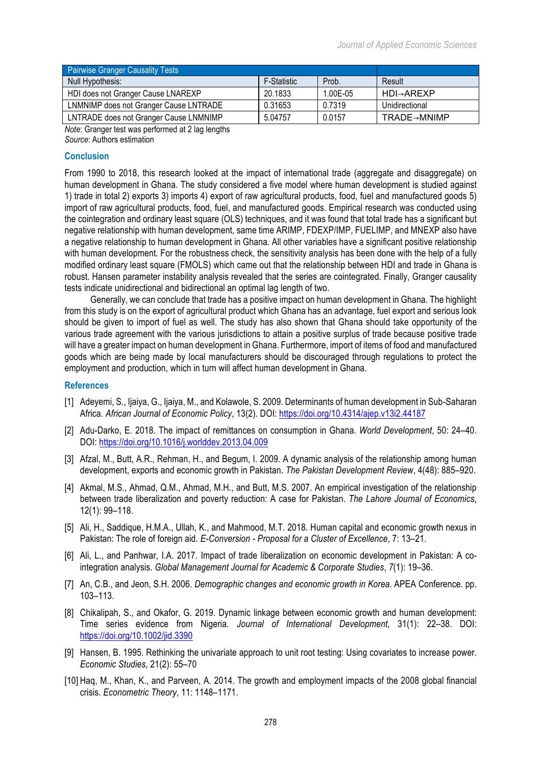| Pairwise Granger Causality Tests | | | |
|---|---|---|---|
| Null Hypothesis: | F-Statistic | Prob. | Result |
| HDI does not Granger Cause LNAREXP | 20.1833 | 1.00E-05 | HDI→AREXP |
| LNMNIMP does not Granger Cause LNTRADE | 0.31653 | 0.7319 | Unidirectional |
| LNTRADE does not Granger Cause LNMNIMP | 5.04757 | 0.0157 | TRADE→MNIMP |

*Note*: Granger test was performed at 2 lag lengths
*Source*: Authors estimation

## Conclusion

From 1990 to 2018, this research looked at the impact of international trade (aggregate and disaggregate) on human development in Ghana. The study considered a five model where human development is studied against 1) trade in total 2) exports 3) imports 4) export of raw agricultural products, food, fuel and manufactured goods 5) import of raw agricultural products, food, fuel, and manufactured goods. Empirical research was conducted using the cointegration and ordinary least square (OLS) techniques, and it was found that total trade has a significant but negative relationship with human development, same time ARIMP, FDEXP/IMP, FUELIMP, and MNEXP also have a negative relationship to human development in Ghana. All other variables have a significant positive relationship with human development. For the robustness check, the sensitivity analysis has been done with the help of a fully modified ordinary least square (FMOLS) which came out that the relationship between HDI and trade in Ghana is robust. Hansen parameter instability analysis revealed that the series are cointegrated. Finally, Granger causality tests indicate unidirectional and bidirectional an optimal lag length of two.

Generally, we can conclude that trade has a positive impact on human development in Ghana. The highlight from this study is on the export of agricultural product which Ghana has an advantage, fuel export and serious look should be given to import of fuel as well. The study has also shown that Ghana should take opportunity of the various trade agreement with the various jurisdictions to attain a positive surplus of trade because positive trade will have a greater impact on human development in Ghana. Furthermore, import of items of food and manufactured goods which are being made by local manufacturers should be discouraged through regulations to protect the employment and production, which in turn will affect human development in Ghana.

## References

[1] Adeyemi, S., Ijaiya, G., Ijaiya, M., and Kolawole, S. 2009. Determinants of human development in Sub-Saharan Africa. *African Journal of Economic Policy*, 13(2). DOI: https://doi.org/10.4314/ajep.v13i2.44187

[2] Adu-Darko, E. 2018. The impact of remittances on consumption in Ghana. *World Development*, 50: 24–40. DOI: https://doi.org/10.1016/j.worlddev.2013.04.009

[3] Afzal, M., Butt, A.R., Rehman, H., and Begum, I. 2009. A dynamic analysis of the relationship among human development, exports and economic growth in Pakistan. *The Pakistan Development Review*, 4(48): 885–920.

[4] Akmal, M.S., Ahmad, Q.M., Ahmad, M.H., and Butt, M.S. 2007. An empirical investigation of the relationship between trade liberalization and poverty reduction: A case for Pakistan. *The Lahore Journal of Economics*, 12(1): 99–118.

[5] Ali, H., Saddique, H.M.A., Ullah, K., and Mahmood, M.T. 2018. Human capital and economic growth nexus in Pakistan: The role of foreign aid. *E-Conversion - Proposal for a Cluster of Excellence*, 7: 13–21.

[6] Ali, L., and Panhwar, I.A. 2017. Impact of trade liberalization on economic development in Pakistan: A co-integration analysis. *Global Management Journal for Academic & Corporate Studies*, 7(1): 19–36.

[7] An, C.B., and Jeon, S.H. 2006. *Demographic changes and economic growth in Korea*. APEA Conference. pp. 103–113.

[8] Chikalipah, S., and Okafor, G. 2019. Dynamic linkage between economic growth and human development: Time series evidence from Nigeria. *Journal of International Development*, 31(1): 22–38. DOI: https://doi.org/10.1002/jid.3390

[9] Hansen, B. 1995. Rethinking the univariate approach to unit root testing: Using covariates to increase power. *Economic Studies*, 21(2): 55–70

[10] Haq, M., Khan, K., and Parveen, A. 2014. The growth and employment impacts of the 2008 global financial crisis. *Econometric Theory*, 11: 1148–1171.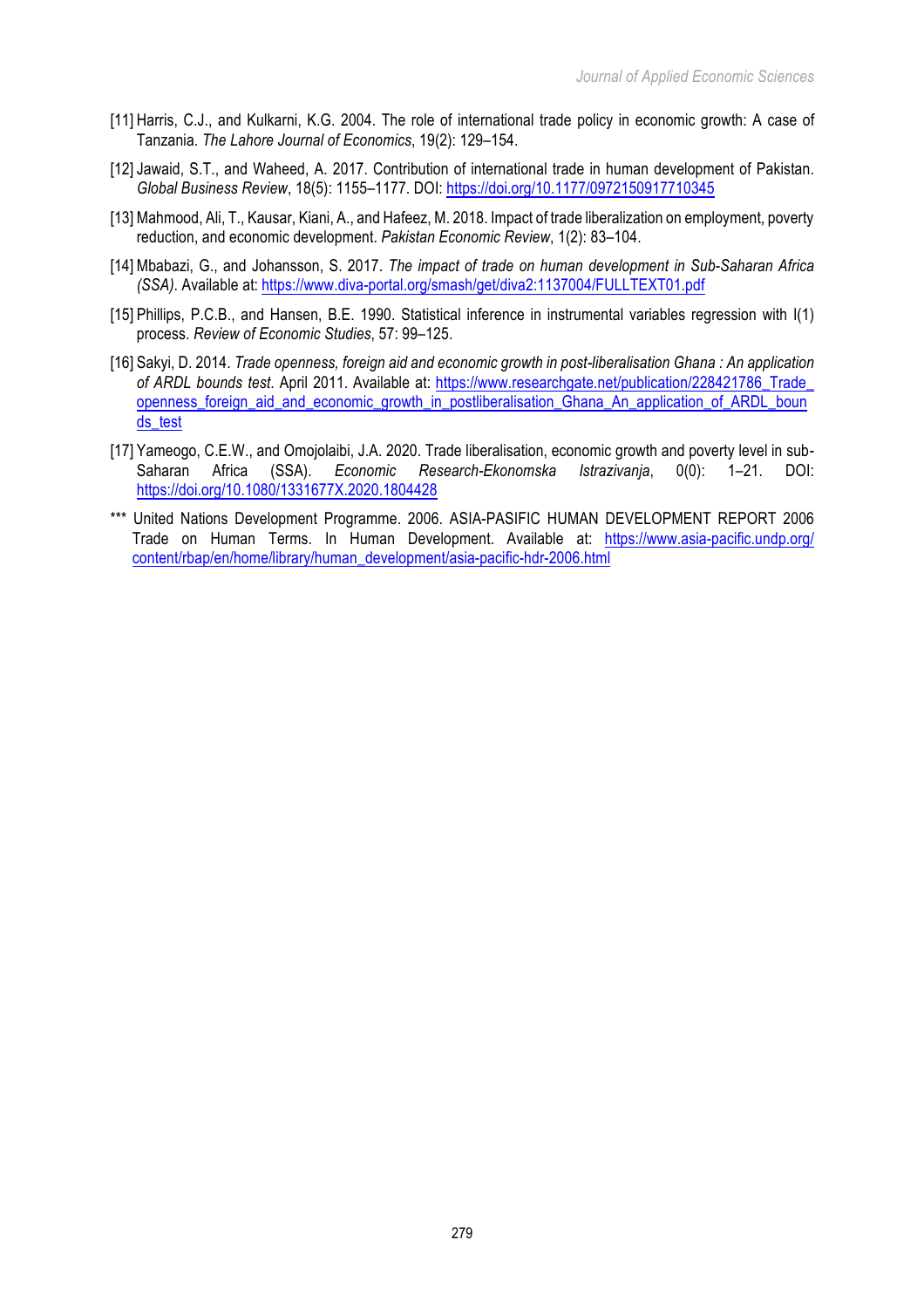[11] Harris, C.J., and Kulkarni, K.G. 2004. The role of international trade policy in economic growth: A case of Tanzania. *The Lahore Journal of Economics*, 19(2): 129–154.

[12] Jawaid, S.T., and Waheed, A. 2017. Contribution of international trade in human development of Pakistan. *Global Business Review*, 18(5): 1155–1177. DOI: https://doi.org/10.1177/0972150917710345

[13] Mahmood, Ali, T., Kausar, Kiani, A., and Hafeez, M. 2018. Impact of trade liberalization on employment, poverty reduction, and economic development. *Pakistan Economic Review*, 1(2): 83–104.

[14] Mbabazi, G., and Johansson, S. 2017. *The impact of trade on human development in Sub-Saharan Africa (SSA).* Available at: https://www.diva-portal.org/smash/get/diva2:1137004/FULLTEXT01.pdf

[15] Phillips, P.C.B., and Hansen, B.E. 1990. Statistical inference in instrumental variables regression with I(1) process. *Review of Economic Studies*, 57: 99–125.

[16] Sakyi, D. 2014. *Trade openness, foreign aid and economic growth in post-liberalisation Ghana : An application of ARDL bounds test*. April 2011. Available at: https://www.researchgate.net/publication/228421786_Trade_openness_foreign_aid_and_economic_growth_in_postliberalisation_Ghana_An_application_of_ARDL_bounds_test

[17] Yameogo, C.E.W., and Omojolaibi, J.A. 2020. Trade liberalisation, economic growth and poverty level in sub-Saharan Africa (SSA). *Economic Research-Ekonomska Istrazivanja*, 0(0): 1–21. DOI: https://doi.org/10.1080/1331677X.2020.1804428

*** United Nations Development Programme. 2006. ASIA-PASIFIC HUMAN DEVELOPMENT REPORT 2006 Trade on Human Terms. In Human Development. Available at: https://www.asia-pacific.undp.org/content/rbap/en/home/library/human_development/asia-pacific-hdr-2006.html